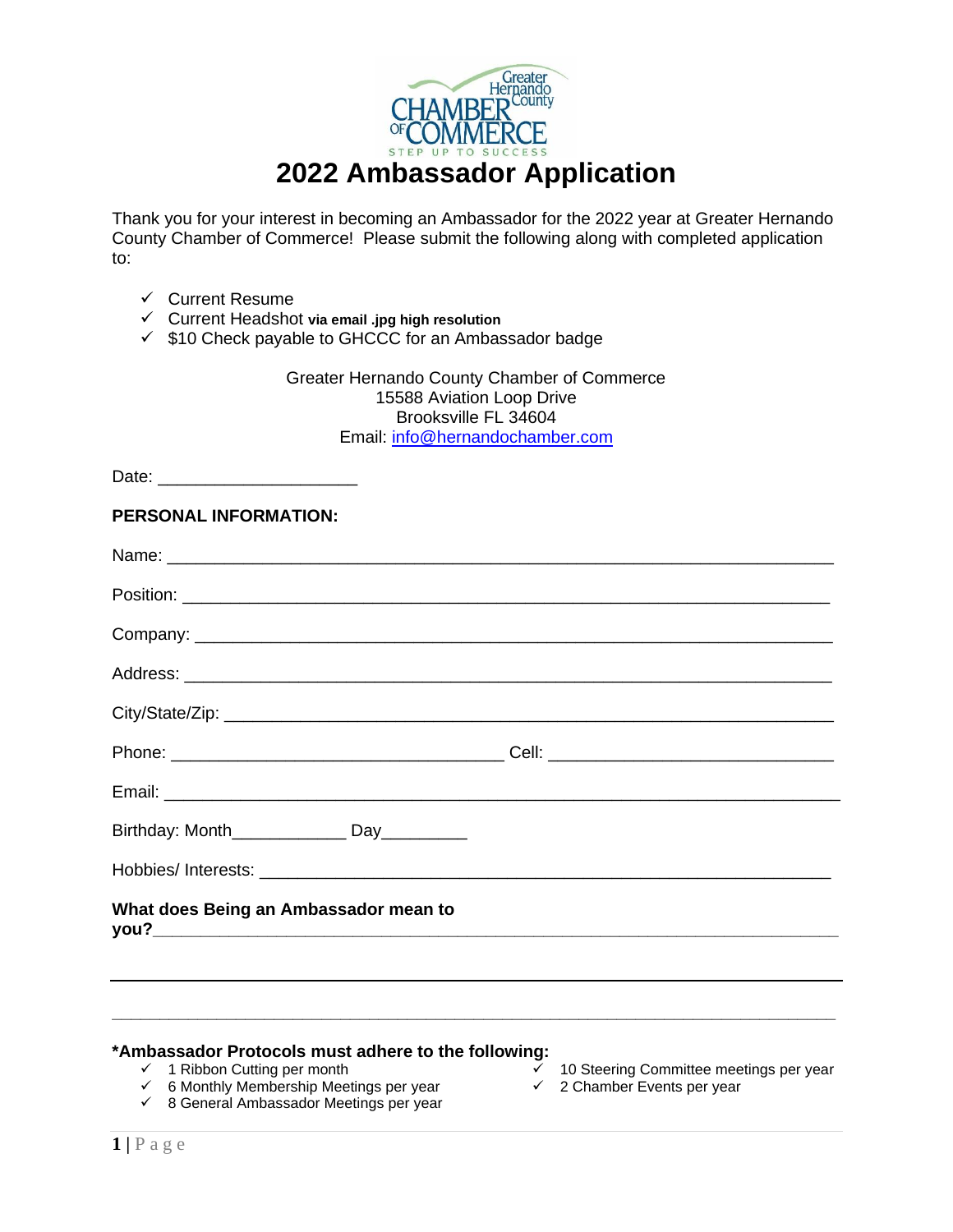Greater Hernando County CHAMBER OF COMMERCE
STEP UP TO SUCCESS

# 2022 Ambassador Application

Thank you for your interest in becoming an Ambassador for the 2022 year at Greater Hernando County Chamber of Commerce! Please submit the following along with completed application to:

- ✓ Current Resume
- ✓ Current Headshot **via email .jpg high resolution**
- ✓ $10 Check payable to GHCCC for an Ambassador badge

Greater Hernando County Chamber of Commerce
15588 Aviation Loop Drive
Brooksville FL 34604
Email: info@hernandochamber.com

Date: ____________________

**PERSONAL INFORMATION:**

Name: ______________________________________________________________

Position: ____________________________________________________________

Company: ___________________________________________________________

Address: ____________________________________________________________

City/State/Zip: _______________________________________________________

Phone: __________________________________ Cell: _____________________________

Email: ______________________________________________________________

Birthday: Month____________ Day_________

Hobbies/ Interests: ___________________________________________________

**What does Being an Ambassador mean to you?**___________________________________________

_____________________________________________________________________

_____________________________________________________________________

**\*Ambassador Protocols must adhere to the following:**

- ✓ 1 Ribbon Cutting per month
- ✓ 6 Monthly Membership Meetings per year
- ✓ 8 General Ambassador Meetings per year
- ✓ 10 Steering Committee meetings per year
- ✓ 2 Chamber Events per year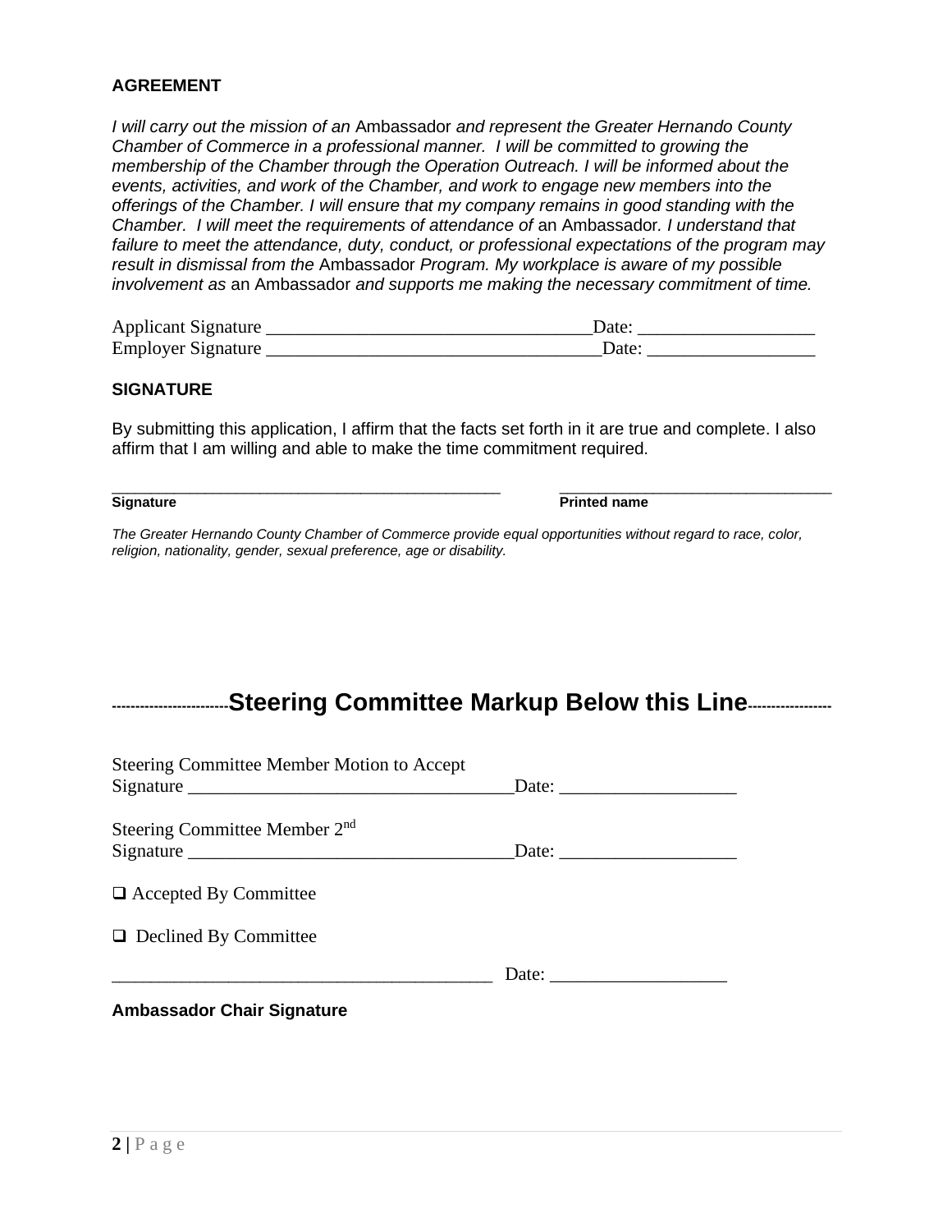**AGREEMENT**

*I will carry out the mission of an* Ambassador *and represent the Greater Hernando County Chamber of Commerce in a professional manner. I will be committed to growing the membership of the Chamber through the Operation Outreach. I will be informed about the events, activities, and work of the Chamber, and work to engage new members into the offerings of the Chamber. I will ensure that my company remains in good standing with the Chamber. I will meet the requirements of attendance of* an Ambassador*. I understand that failure to meet the attendance, duty, conduct, or professional expectations of the program may result in dismissal from the* Ambassador *Program. My workplace is aware of my possible involvement as* an Ambassador *and supports me making the necessary commitment of time.*

Applicant Signature ___________________________________Date: ___________________

Employer Signature ____________________________________Date: __________________

**SIGNATURE**

By submitting this application, I affirm that the facts set forth in it are true and complete. I also affirm that I am willing and able to make the time commitment required.

_____________________________________________ ________________________________

**Signature** **Printed name**

*The Greater Hernando County Chamber of Commerce provide equal opportunities without regard to race, color, religion, nationality, gender, sexual preference, age or disability.*

------------------------**Steering Committee Markup Below this Line**-----------------

Steering Committee Member Motion to Accept

Signature ___________________________________Date: ___________________

Steering Committee Member 2nd

Signature ___________________________________Date: ___________________

❑ Accepted By Committee

❑ Declined By Committee

_________________________________________ Date: ___________________

**Ambassador Chair Signature**